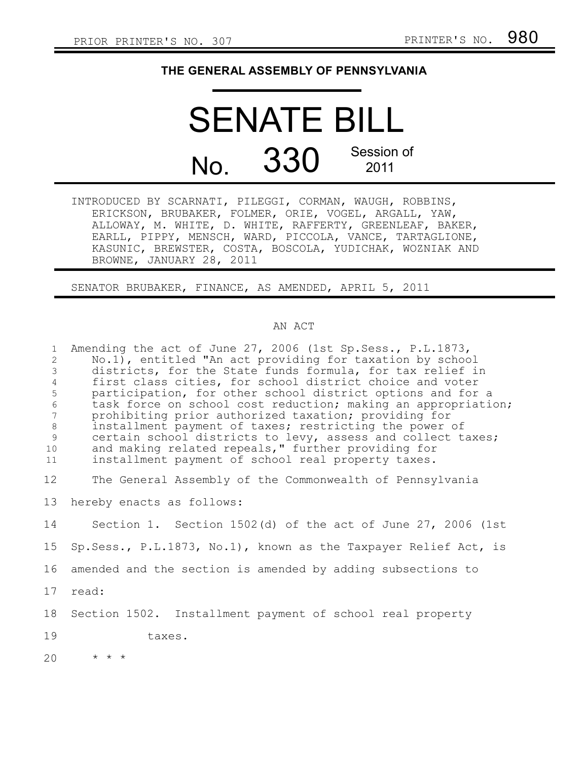PRIOR PRINTER'S NO. 307 PRINTER'S NO. 980

# THE GENERAL ASSEMBLY OF PENNSYLVANIA

# SENATE BILL

## No. 330 Session of 2011

INTRODUCED BY SCARNATI, PILEGGI, CORMAN, WAUGH, ROBBINS, ERICKSON, BRUBAKER, FOLMER, ORIE, VOGEL, ARGALL, YAW, ALLOWAY, M. WHITE, D. WHITE, RAFFERTY, GREENLEAF, BAKER, EARLL, PIPPY, MENSCH, WARD, PICCOLA, VANCE, TARTAGLIONE, KASUNIC, BREWSTER, COSTA, BOSCOLA, YUDICHAK, WOZNIAK AND BROWNE, JANUARY 28, 2011

SENATOR BRUBAKER, FINANCE, AS AMENDED, APRIL 5, 2011

AN ACT

Amending the act of June 27, 2006 (1st Sp.Sess., P.L.1873, No.1), entitled "An act providing for taxation by school districts, for the State funds formula, for tax relief in first class cities, for school district choice and voter participation, for other school district options and for a task force on school cost reduction; making an appropriation; prohibiting prior authorized taxation; providing for installment payment of taxes; restricting the power of certain school districts to levy, assess and collect taxes; and making related repeals," further providing for installment payment of school real property taxes.

The General Assembly of the Commonwealth of Pennsylvania hereby enacts as follows:

Section 1. Section 1502(d) of the act of June 27, 2006 (1st Sp.Sess., P.L.1873, No.1), known as the Taxpayer Relief Act, is amended and the section is amended by adding subsections to read:

Section 1502. Installment payment of school real property taxes.

\* \* \*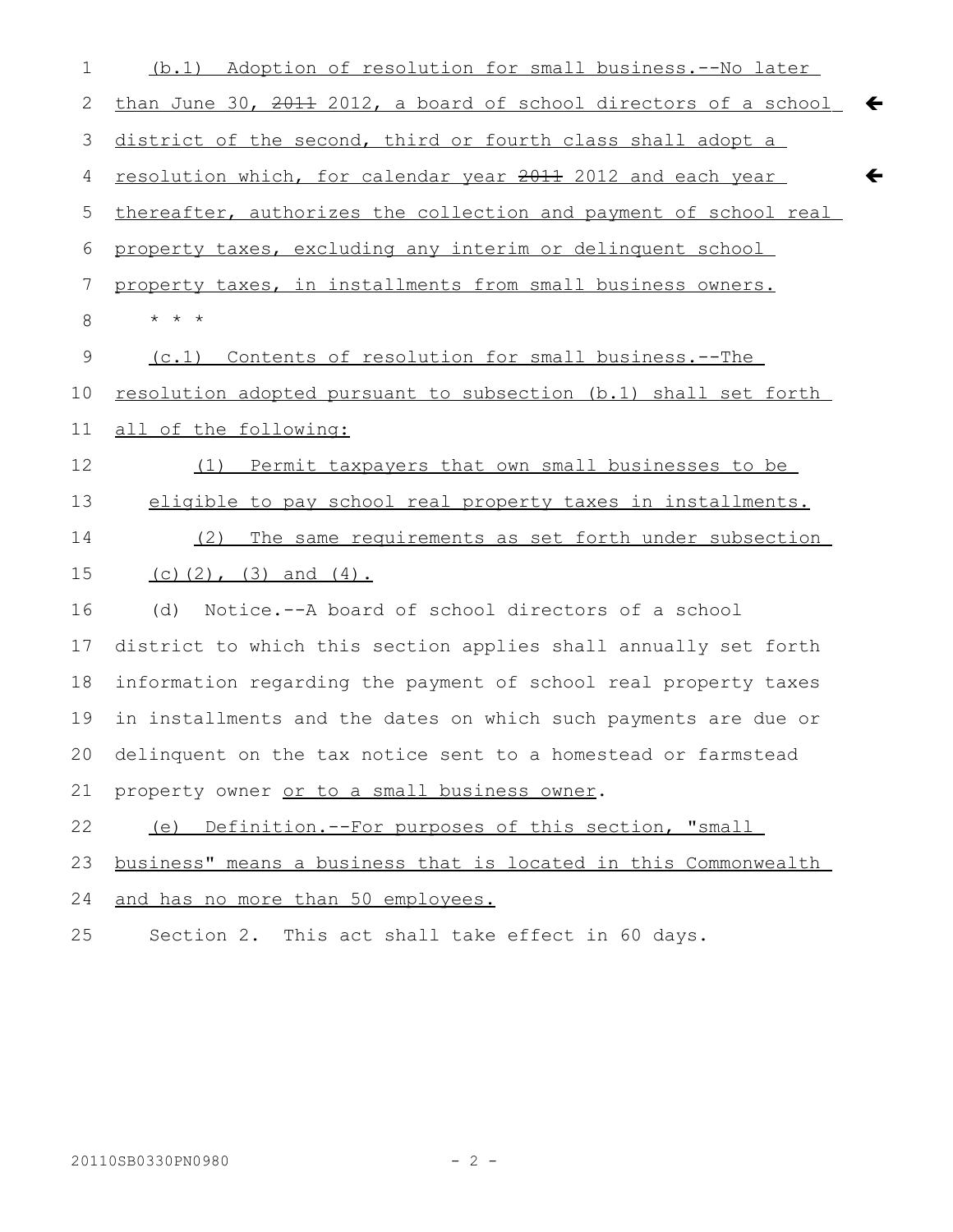(b.1) Adoption of resolution for small business.--No later than June 30, ~~2011~~ 2012, a board of school directors of a school district of the second, third or fourth class shall adopt a resolution which, for calendar year ~~2011~~ 2012 and each year thereafter, authorizes the collection and payment of school real property taxes, excluding any interim or delinquent school property taxes, in installments from small business owners.

\* \* \*

(c.1) Contents of resolution for small business.--The resolution adopted pursuant to subsection (b.1) shall set forth all of the following:

(1) Permit taxpayers that own small businesses to be eligible to pay school real property taxes in installments.

(2) The same requirements as set forth under subsection (c)(2), (3) and (4).

(d) Notice.--A board of school directors of a school district to which this section applies shall annually set forth information regarding the payment of school real property taxes in installments and the dates on which such payments are due or delinquent on the tax notice sent to a homestead or farmstead property owner or to a small business owner.

(e) Definition.--For purposes of this section, "small business" means a business that is located in this Commonwealth and has no more than 50 employees.

Section 2. This act shall take effect in 60 days.